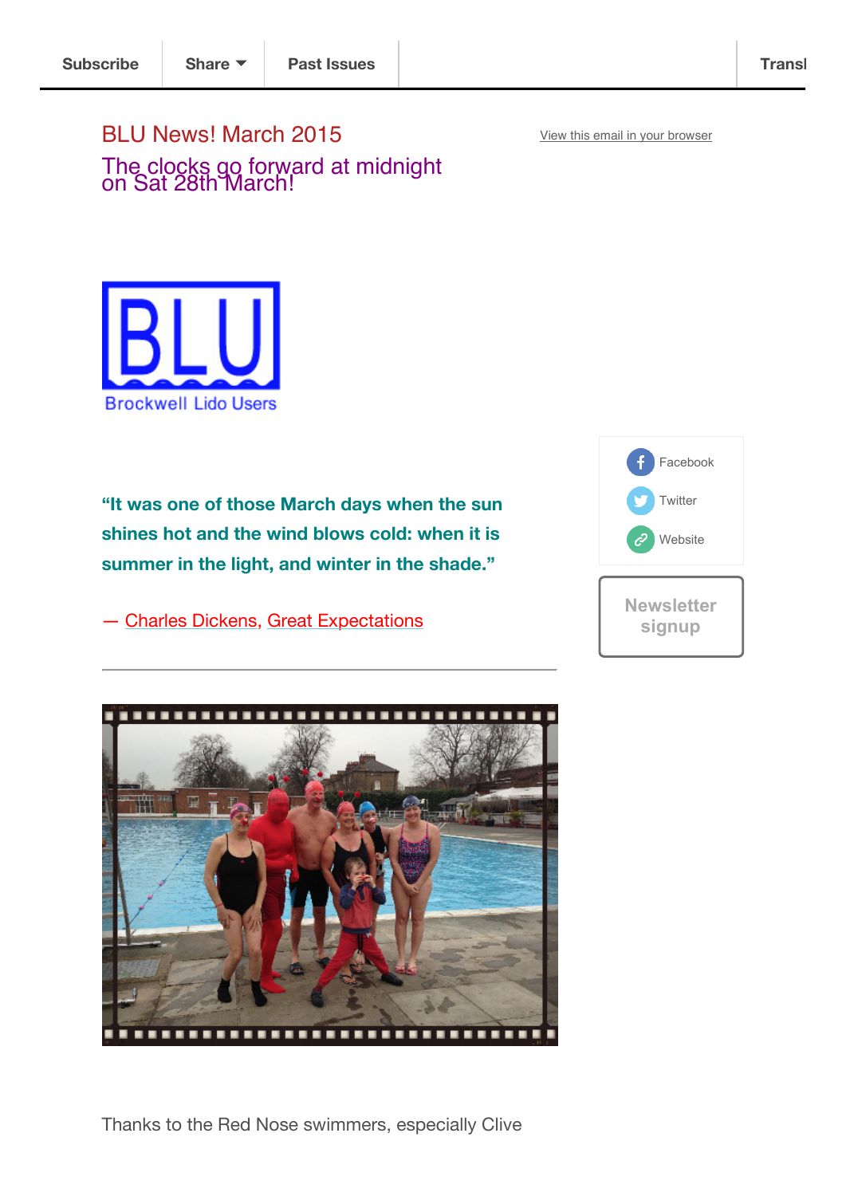Subscribe | Share | Past Issues | Transl

# BLU News! March 2015

View this email in your browser

## The clocks go forward at midnight on Sat 28th March!

BLU
Brockwell Lido Users

Facebook
Twitter
Website

Newsletter signup

**"It was one of those March days when the sun shines hot and the wind blows cold: when it is summer in the light, and winter in the shade."**

— Charles Dickens, Great Expectations

---

Thanks to the Red Nose swimmers, especially Clive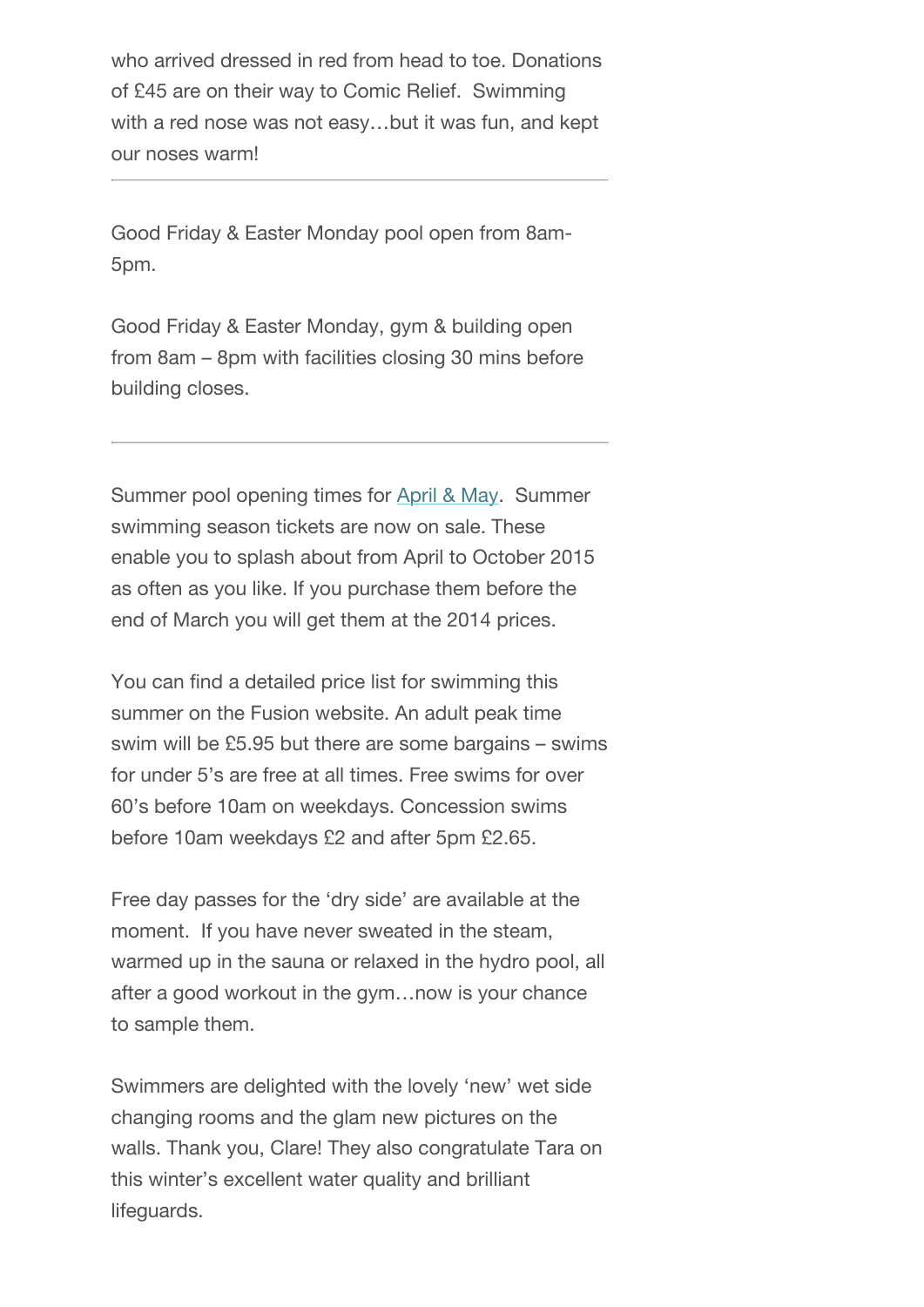who arrived dressed in red from head to toe. Donations of £45 are on their way to Comic Relief. Swimming with a red nose was not easy…but it was fun, and kept our noses warm!

---

Good Friday & Easter Monday pool open from 8am-5pm.

Good Friday & Easter Monday, gym & building open from 8am – 8pm with facilities closing 30 mins before building closes.

---

Summer pool opening times for April & May. Summer swimming season tickets are now on sale. These enable you to splash about from April to October 2015 as often as you like. If you purchase them before the end of March you will get them at the 2014 prices.

You can find a detailed price list for swimming this summer on the Fusion website. An adult peak time swim will be £5.95 but there are some bargains – swims for under 5's are free at all times. Free swims for over 60's before 10am on weekdays. Concession swims before 10am weekdays £2 and after 5pm £2.65.

Free day passes for the 'dry side' are available at the moment. If you have never sweated in the steam, warmed up in the sauna or relaxed in the hydro pool, all after a good workout in the gym…now is your chance to sample them.

Swimmers are delighted with the lovely 'new' wet side changing rooms and the glam new pictures on the walls. Thank you, Clare! They also congratulate Tara on this winter's excellent water quality and brilliant lifeguards.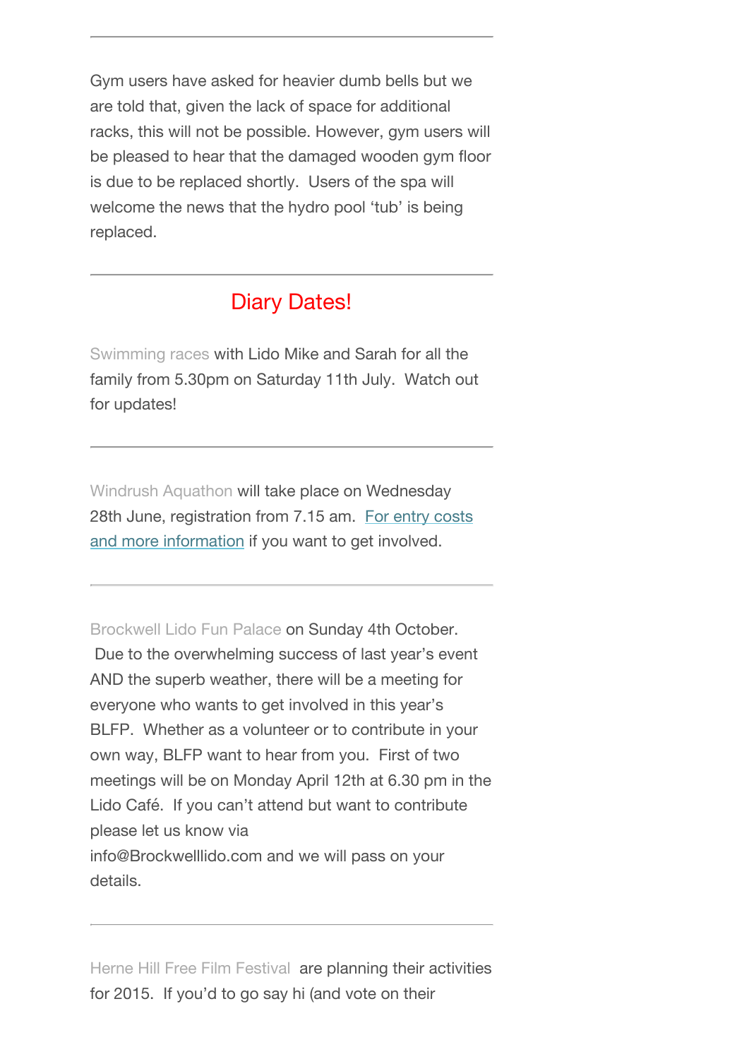---

Gym users have asked for heavier dumb bells but we are told that, given the lack of space for additional racks, this will not be possible. However, gym users will be pleased to hear that the damaged wooden gym floor is due to be replaced shortly. Users of the spa will welcome the news that the hydro pool 'tub' is being replaced.

---

## Diary Dates!

Swimming races with Lido Mike and Sarah for all the family from 5.30pm on Saturday 11th July. Watch out for updates!

---

Windrush Aquathon will take place on Wednesday 28th June, registration from 7.15 am. For entry costs and more information if you want to get involved.

---

Brockwell Lido Fun Palace on Sunday 4th October. Due to the overwhelming success of last year's event AND the superb weather, there will be a meeting for everyone who wants to get involved in this year's BLFP. Whether as a volunteer or to contribute in your own way, BLFP want to hear from you. First of two meetings will be on Monday April 12th at 6.30 pm in the Lido Café. If you can't attend but want to contribute please let us know via info@Brockwelllido.com and we will pass on your details.

---

Herne Hill Free Film Festival are planning their activities for 2015. If you'd to go say hi (and vote on their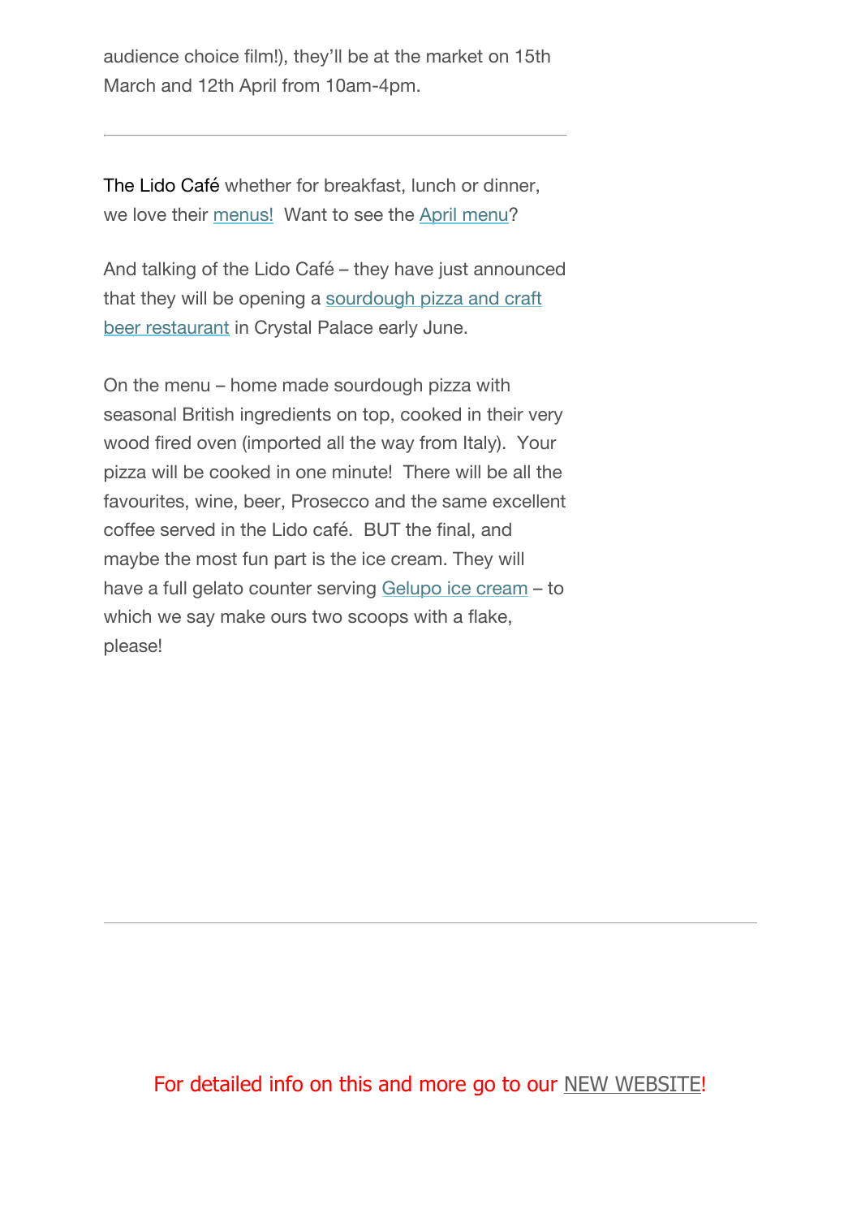audience choice film!), they'll be at the market on 15th March and 12th April from 10am-4pm.

---

The Lido Café whether for breakfast, lunch or dinner, we love their menus!  Want to see the April menu?

And talking of the Lido Café – they have just announced that they will be opening a sourdough pizza and craft beer restaurant in Crystal Palace early June.

On the menu – home made sourdough pizza with seasonal British ingredients on top, cooked in their very wood fired oven (imported all the way from Italy).  Your pizza will be cooked in one minute!  There will be all the favourites, wine, beer, Prosecco and the same excellent coffee served in the Lido café.  BUT the final, and maybe the most fun part is the ice cream. They will have a full gelato counter serving Gelupo ice cream – to which we say make ours two scoops with a flake, please!

---

For detailed info on this and more go to our NEW WEBSITE!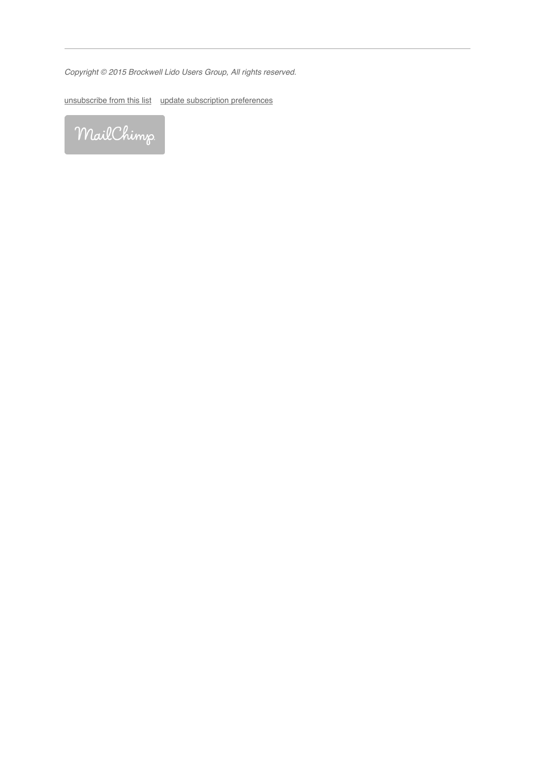---

*Copyright © 2015 Brockwell Lido Users Group, All rights reserved.*

unsubscribe from this list    update subscription preferences

MailChimp